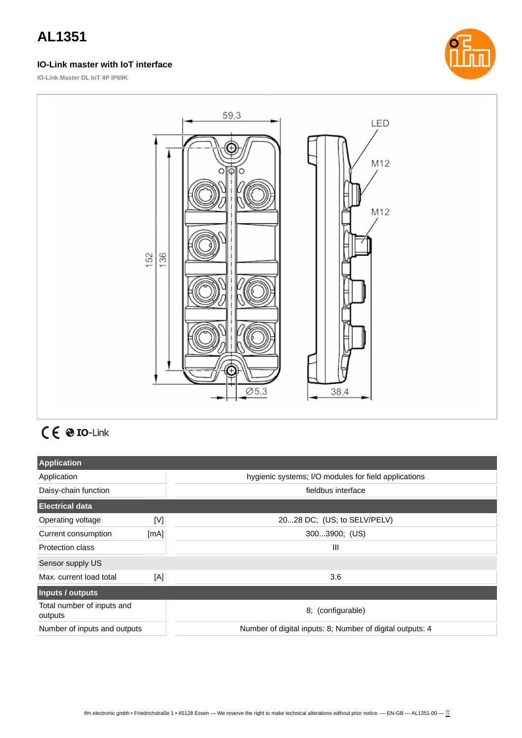# AL1351

### IO-Link master with IoT interface

IO-Link Master DL IoT 4P IP69K

## Application

| | | |
|---|---|---|
| Application | | hygienic systems; I/O modules for field applications |
| Daisy-chain function | | fieldbus interface |

## Electrical data

| | | |
|---|---|---|
| Operating voltage | [V] | 20...28 DC; (US; to SELV/PELV) |
| Current consumption | [mA] | 300...3900; (US) |
| Protection class | | III |

**Sensor supply US**

| | | |
|---|---|---|
| Max. current load total | [A] | 3.6 |

## Inputs / outputs

| | | |
|---|---|---|
| Total number of inputs and outputs | | 8; (configurable) |
| Number of inputs and outputs | | Number of digital inputs: 8; Number of digital outputs: 4 |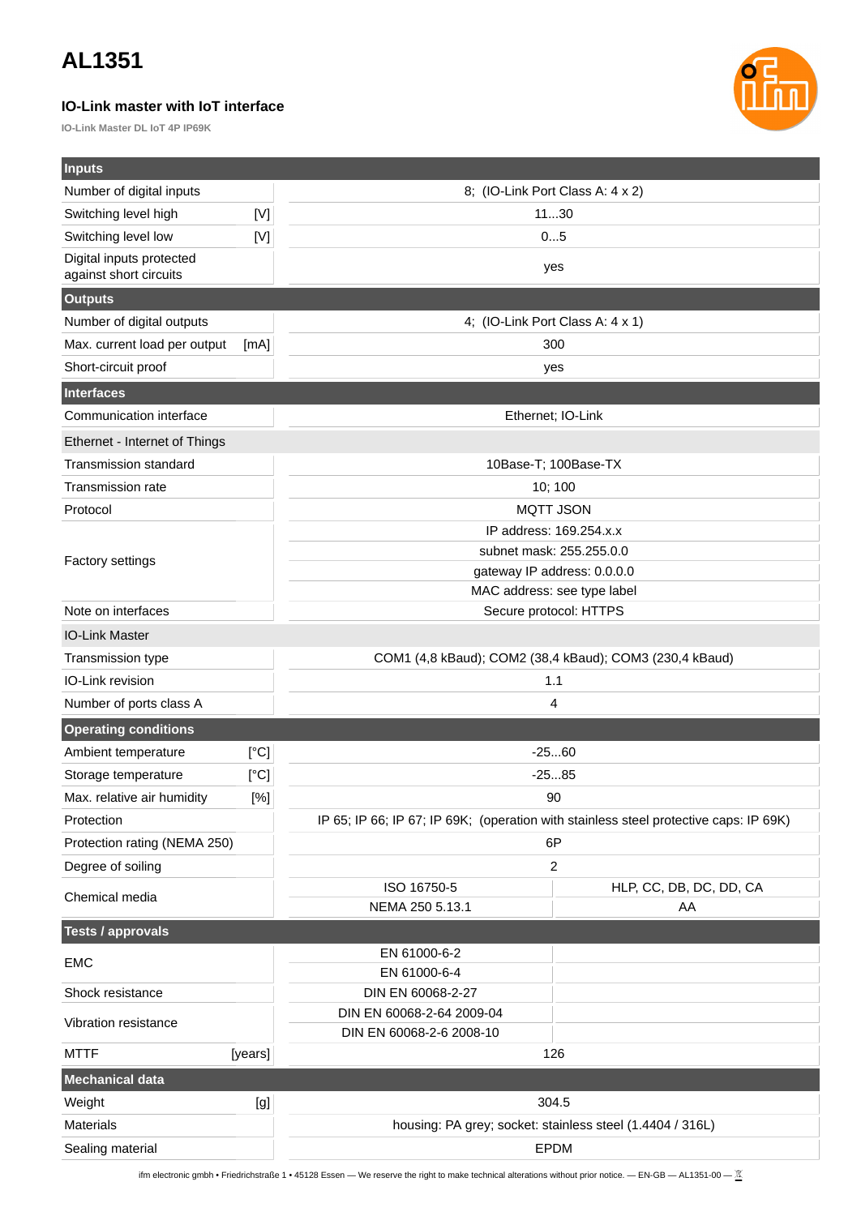# AL1351

### IO-Link master with IoT interface

IO-Link Master DL IoT 4P IP69K

| **Inputs** | | | |
|---|---|---|---|
| Number of digital inputs | | 8; (IO-Link Port Class A: 4 x 2) | |
| Switching level high | [V] | 11...30 | |
| Switching level low | [V] | 0...5 | |
| Digital inputs protected against short circuits | | yes | |
| **Outputs** | | | |
| Number of digital outputs | | 4; (IO-Link Port Class A: 4 x 1) | |
| Max. current load per output | [mA] | 300 | |
| Short-circuit proof | | yes | |
| **Interfaces** | | | |
| Communication interface | | Ethernet; IO-Link | |
| Ethernet - Internet of Things | | | |
| Transmission standard | | 10Base-T; 100Base-TX | |
| Transmission rate | | 10; 100 | |
| Protocol | | MQTT JSON | |
| Factory settings | | IP address: 169.254.x.x | |
| | | subnet mask: 255.255.0.0 | |
| | | gateway IP address: 0.0.0.0 | |
| | | MAC address: see type label | |
| Note on interfaces | | Secure protocol: HTTPS | |
| IO-Link Master | | | |
| Transmission type | | COM1 (4,8 kBaud); COM2 (38,4 kBaud); COM3 (230,4 kBaud) | |
| IO-Link revision | | 1.1 | |
| Number of ports class A | | 4 | |
| **Operating conditions** | | | |
| Ambient temperature | [°C] | -25...60 | |
| Storage temperature | [°C] | -25...85 | |
| Max. relative air humidity | [%] | 90 | |
| Protection | | IP 65; IP 66; IP 67; IP 69K; (operation with stainless steel protective caps: IP 69K) | |
| Protection rating (NEMA 250) | | 6P | |
| Degree of soiling | | 2 | |
| Chemical media | | ISO 16750-5 | HLP, CC, DB, DC, DD, CA |
| | | NEMA 250 5.13.1 | AA |
| **Tests / approvals** | | | |
| EMC | | EN 61000-6-2 | |
| | | EN 61000-6-4 | |
| Shock resistance | | DIN EN 60068-2-27 | |
| Vibration resistance | | DIN EN 60068-2-64 2009-04 | |
| | | DIN EN 60068-2-6 2008-10 | |
| MTTF | [years] | 126 | |
| **Mechanical data** | | | |
| Weight | [g] | 304.5 | |
| Materials | | housing: PA grey; socket: stainless steel (1.4404 / 316L) | |
| Sealing material | | EPDM | |

ifm electronic gmbh • Friedrichstraße 1 • 45128 Essen — We reserve the right to make technical alterations without prior notice. — EN-GB — AL1351-00 —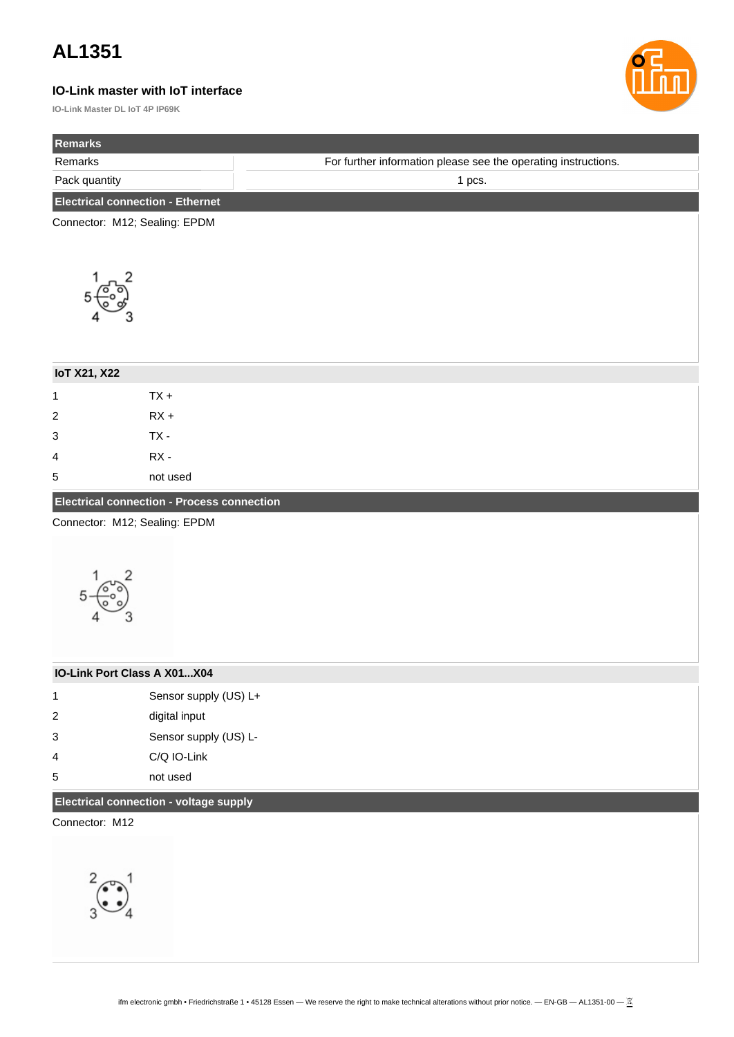# AL1351

### IO-Link master with IoT interface

IO-Link Master DL IoT 4P IP69K

| Remarks | |
|---|---|
| Remarks | For further information please see the operating instructions. |
| Pack quantity | 1 pcs. |

**Electrical connection - Ethernet**

Connector: M12; Sealing: EPDM

**IoT X21, X22**

| | |
|---|---|
| 1 | TX + |
| 2 | RX + |
| 3 | TX - |
| 4 | RX - |
| 5 | not used |

**Electrical connection - Process connection**

Connector: M12; Sealing: EPDM

**IO-Link Port Class A X01...X04**

| | |
|---|---|
| 1 | Sensor supply (US) L+ |
| 2 | digital input |
| 3 | Sensor supply (US) L- |
| 4 | C/Q IO-Link |
| 5 | not used |

**Electrical connection - voltage supply**

Connector: M12

ifm electronic gmbh • Friedrichstraße 1 • 45128 Essen — We reserve the right to make technical alterations without prior notice. — EN-GB — AL1351-00 —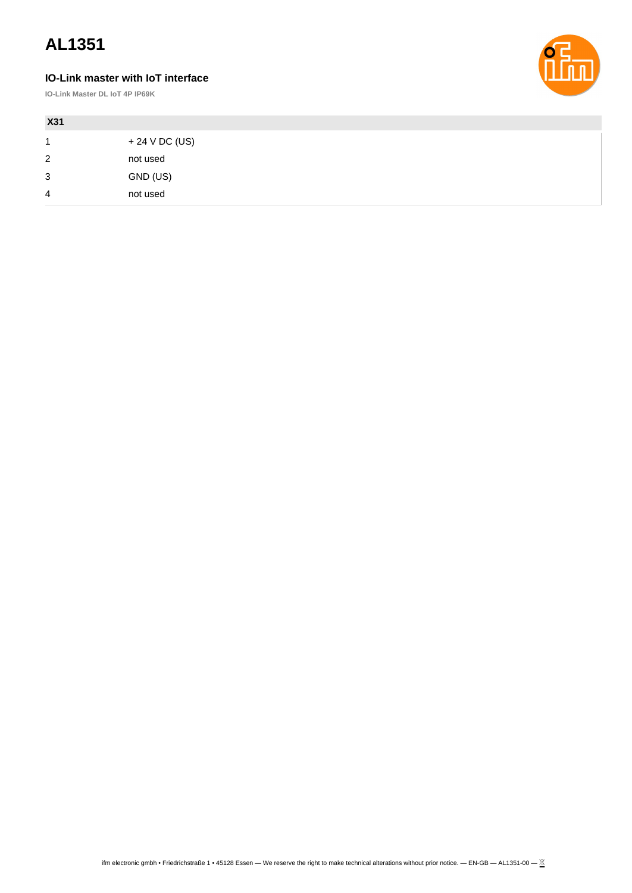# AL1351

### IO-Link master with IoT interface

**IO-Link Master DL IoT 4P IP69K**

| X31 | |
|---|---|
| 1 | + 24 V DC (US) |
| 2 | not used |
| 3 | GND (US) |
| 4 | not used |